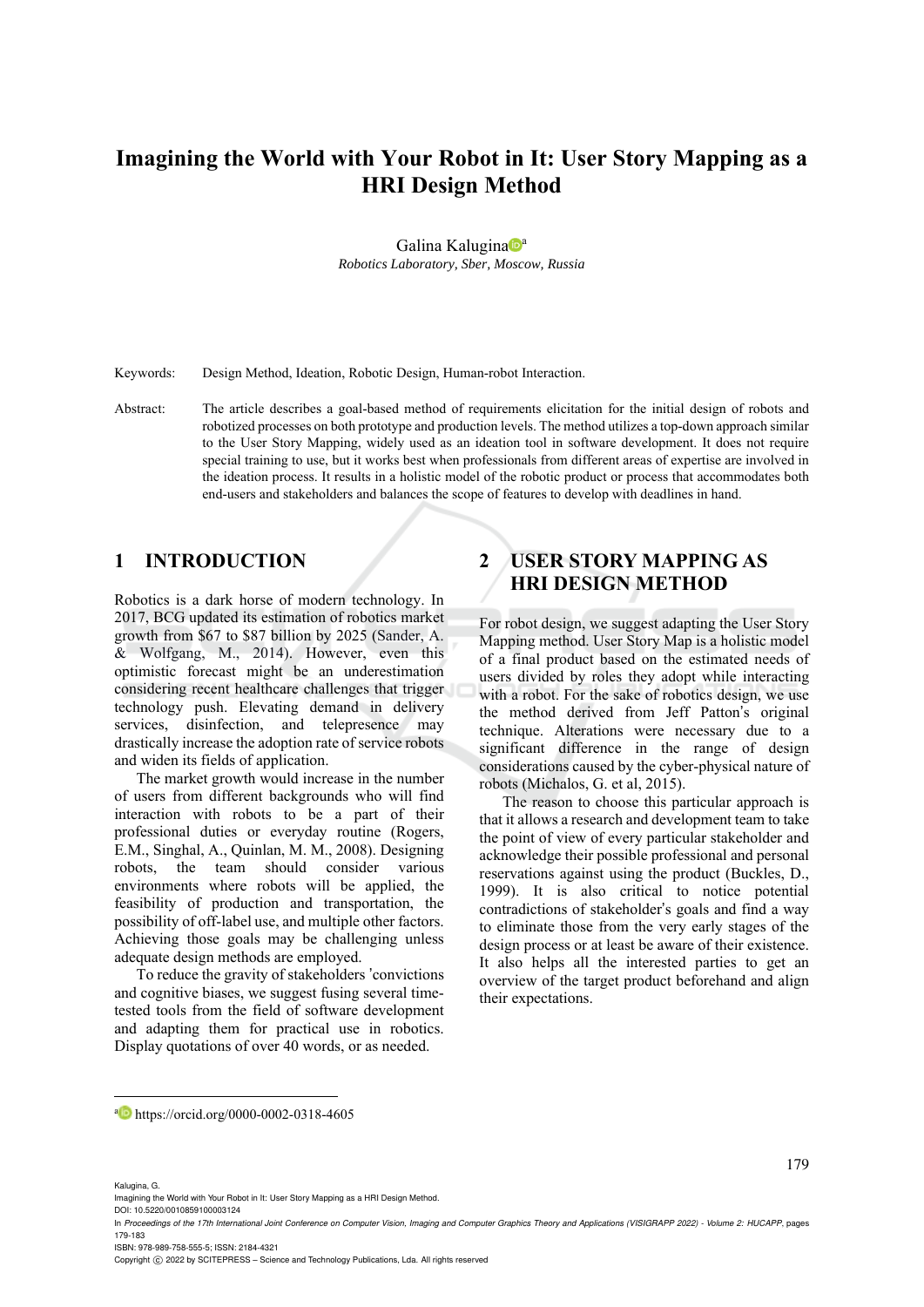# Imagining the World with Your Robot in It: User Story Mapping as a HRI Design Method

Galina Kalugina[a]

*Robotics Laboratory, Sber, Moscow, Russia*

Keywords: Design Method, Ideation, Robotic Design, Human-robot Interaction.

Abstract: The article describes a goal-based method of requirements elicitation for the initial design of robots and robotized processes on both prototype and production levels. The method utilizes a top-down approach similar to the User Story Mapping, widely used as an ideation tool in software development. It does not require special training to use, but it works best when professionals from different areas of expertise are involved in the ideation process. It results in a holistic model of the robotic product or process that accommodates both end-users and stakeholders and balances the scope of features to develop with deadlines in hand.

## 1 INTRODUCTION

Robotics is a dark horse of modern technology. In 2017, BCG updated its estimation of robotics market growth from $67 to $87 billion by 2025 (Sander, A. & Wolfgang, M., 2014). However, even this optimistic forecast might be an underestimation considering recent healthcare challenges that trigger technology push. Elevating demand in delivery services, disinfection, and telepresence may drastically increase the adoption rate of service robots and widen its fields of application.

The market growth would increase in the number of users from different backgrounds who will find interaction with robots to be a part of their professional duties or everyday routine (Rogers, E.M., Singhal, A., Quinlan, M. M., 2008). Designing robots, the team should consider various environments where robots will be applied, the feasibility of production and transportation, the possibility of off-label use, and multiple other factors. Achieving those goals may be challenging unless adequate design methods are employed.

To reduce the gravity of stakeholders 'convictions and cognitive biases, we suggest fusing several time-tested tools from the field of software development and adapting them for practical use in robotics. Display quotations of over 40 words, or as needed.

## 2 USER STORY MAPPING AS HRI DESIGN METHOD

For robot design, we suggest adapting the User Story Mapping method. User Story Map is a holistic model of a final product based on the estimated needs of users divided by roles they adopt while interacting with a robot. For the sake of robotics design, we use the method derived from Jeff Patton's original technique. Alterations were necessary due to a significant difference in the range of design considerations caused by the cyber-physical nature of robots (Michalos, G. et al, 2015).

The reason to choose this particular approach is that it allows a research and development team to take the point of view of every particular stakeholder and acknowledge their possible professional and personal reservations against using the product (Buckles, D., 1999). It is also critical to notice potential contradictions of stakeholder's goals and find a way to eliminate those from the very early stages of the design process or at least be aware of their existence. It also helps all the interested parties to get an overview of the target product beforehand and align their expectations.

[a] https://orcid.org/0000-0002-0318-4605

Kalugina, G.
Imagining the World with Your Robot in It: User Story Mapping as a HRI Design Method.
DOI: 10.5220/0010859100003124
In *Proceedings of the 17th International Joint Conference on Computer Vision, Imaging and Computer Graphics Theory and Applications (VISIGRAPP 2022) - Volume 2: HUCAPP*, pages 179-183
ISBN: 978-989-758-555-5; ISSN: 2184-4321
Copyright © 2022 by SCITEPRESS – Science and Technology Publications, Lda. All rights reserved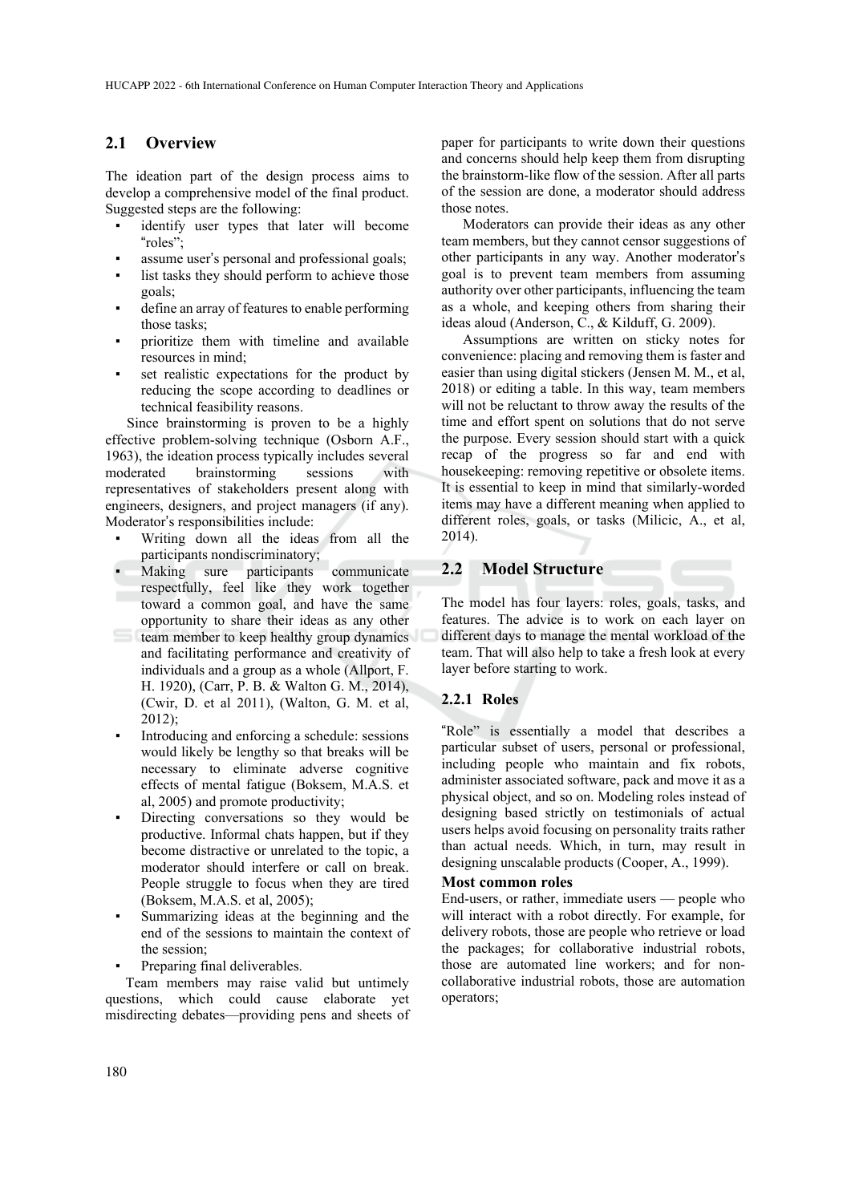## 2.1 Overview

The ideation part of the design process aims to develop a comprehensive model of the final product. Suggested steps are the following:

- identify user types that later will become "roles";
- assume user's personal and professional goals;
- list tasks they should perform to achieve those goals;
- define an array of features to enable performing those tasks;
- prioritize them with timeline and available resources in mind;
- set realistic expectations for the product by reducing the scope according to deadlines or technical feasibility reasons.

Since brainstorming is proven to be a highly effective problem-solving technique (Osborn A.F., 1963), the ideation process typically includes several moderated brainstorming sessions with representatives of stakeholders present along with engineers, designers, and project managers (if any). Moderator's responsibilities include:

- Writing down all the ideas from all the participants nondiscriminatory;
- Making sure participants communicate respectfully, feel like they work together toward a common goal, and have the same opportunity to share their ideas as any other team member to keep healthy group dynamics and facilitating performance and creativity of individuals and a group as a whole (Allport, F. H. 1920), (Carr, P. B. & Walton G. M., 2014), (Cwir, D. et al 2011), (Walton, G. M. et al, 2012);
- Introducing and enforcing a schedule: sessions would likely be lengthy so that breaks will be necessary to eliminate adverse cognitive effects of mental fatigue (Boksem, M.A.S. et al, 2005) and promote productivity;
- Directing conversations so they would be productive. Informal chats happen, but if they become distractive or unrelated to the topic, a moderator should interfere or call on break. People struggle to focus when they are tired (Boksem, M.A.S. et al, 2005);
- Summarizing ideas at the beginning and the end of the sessions to maintain the context of the session;
- Preparing final deliverables.

Team members may raise valid but untimely questions, which could cause elaborate yet misdirecting debates—providing pens and sheets of paper for participants to write down their questions and concerns should help keep them from disrupting the brainstorm-like flow of the session. After all parts of the session are done, a moderator should address those notes.

Moderators can provide their ideas as any other team members, but they cannot censor suggestions of other participants in any way. Another moderator's goal is to prevent team members from assuming authority over other participants, influencing the team as a whole, and keeping others from sharing their ideas aloud (Anderson, C., & Kilduff, G. 2009).

Assumptions are written on sticky notes for convenience: placing and removing them is faster and easier than using digital stickers (Jensen M. M., et al, 2018) or editing a table. In this way, team members will not be reluctant to throw away the results of the time and effort spent on solutions that do not serve the purpose. Every session should start with a quick recap of the progress so far and end with housekeeping: removing repetitive or obsolete items. It is essential to keep in mind that similarly-worded items may have a different meaning when applied to different roles, goals, or tasks (Milicic, A., et al, 2014).

## 2.2 Model Structure

The model has four layers: roles, goals, tasks, and features. The advice is to work on each layer on different days to manage the mental workload of the team. That will also help to take a fresh look at every layer before starting to work.

### 2.2.1 Roles

"Role" is essentially a model that describes a particular subset of users, personal or professional, including people who maintain and fix robots, administer associated software, pack and move it as a physical object, and so on. Modeling roles instead of designing based strictly on testimonials of actual users helps avoid focusing on personality traits rather than actual needs. Which, in turn, may result in designing unscalable products (Cooper, A., 1999).

**Most common roles**

End-users, or rather, immediate users — people who will interact with a robot directly. For example, for delivery robots, those are people who retrieve or load the packages; for collaborative industrial robots, those are automated line workers; and for non-collaborative industrial robots, those are automation operators;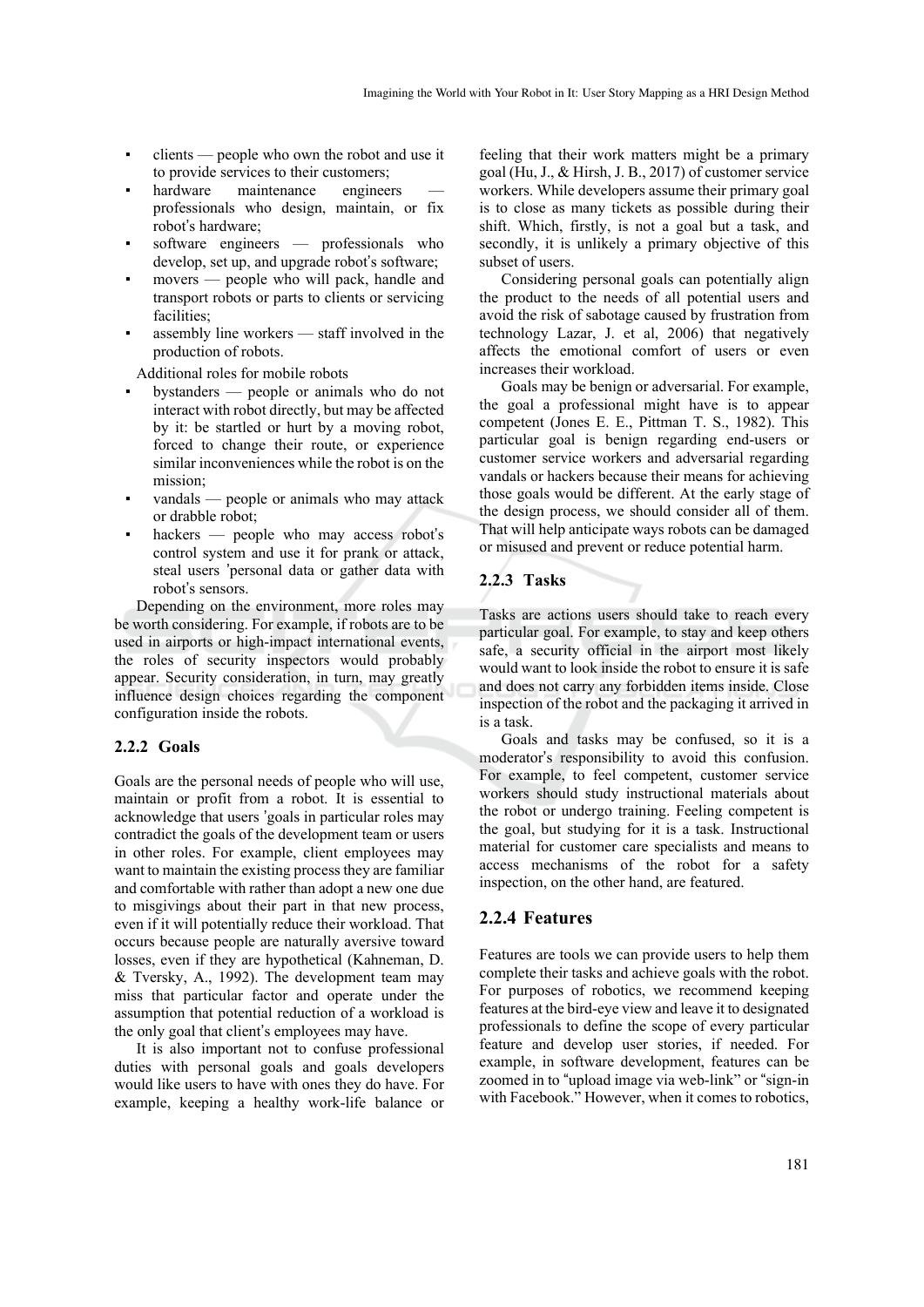- clients — people who own the robot and use it to provide services to their customers;
- hardware maintenance engineers — professionals who design, maintain, or fix robot's hardware;
- software engineers — professionals who develop, set up, and upgrade robot's software;
- movers — people who will pack, handle and transport robots or parts to clients or servicing facilities;
- assembly line workers — staff involved in the production of robots.

Additional roles for mobile robots

- bystanders — people or animals who do not interact with robot directly, but may be affected by it: be startled or hurt by a moving robot, forced to change their route, or experience similar inconveniences while the robot is on the mission;
- vandals — people or animals who may attack or drabble robot;
- hackers — people who may access robot's control system and use it for prank or attack, steal users 'personal data or gather data with robot's sensors.

Depending on the environment, more roles may be worth considering. For example, if robots are to be used in airports or high-impact international events, the roles of security inspectors would probably appear. Security consideration, in turn, may greatly influence design choices regarding the component configuration inside the robots.

### 2.2.2 Goals

Goals are the personal needs of people who will use, maintain or profit from a robot. It is essential to acknowledge that users 'goals in particular roles may contradict the goals of the development team or users in other roles. For example, client employees may want to maintain the existing process they are familiar and comfortable with rather than adopt a new one due to misgivings about their part in that new process, even if it will potentially reduce their workload. That occurs because people are naturally aversive toward losses, even if they are hypothetical (Kahneman, D. & Tversky, A., 1992). The development team may miss that particular factor and operate under the assumption that potential reduction of a workload is the only goal that client's employees may have.

It is also important not to confuse professional duties with personal goals and goals developers would like users to have with ones they do have. For example, keeping a healthy work-life balance or feeling that their work matters might be a primary goal (Hu, J., & Hirsh, J. B., 2017) of customer service workers. While developers assume their primary goal is to close as many tickets as possible during their shift. Which, firstly, is not a goal but a task, and secondly, it is unlikely a primary objective of this subset of users.

Considering personal goals can potentially align the product to the needs of all potential users and avoid the risk of sabotage caused by frustration from technology Lazar, J. et al, 2006) that negatively affects the emotional comfort of users or even increases their workload.

Goals may be benign or adversarial. For example, the goal a professional might have is to appear competent (Jones E. E., Pittman T. S., 1982). This particular goal is benign regarding end-users or customer service workers and adversarial regarding vandals or hackers because their means for achieving those goals would be different. At the early stage of the design process, we should consider all of them. That will help anticipate ways robots can be damaged or misused and prevent or reduce potential harm.

### 2.2.3 Tasks

Tasks are actions users should take to reach every particular goal. For example, to stay and keep others safe, a security official in the airport most likely would want to look inside the robot to ensure it is safe and does not carry any forbidden items inside. Close inspection of the robot and the packaging it arrived in is a task.

Goals and tasks may be confused, so it is a moderator's responsibility to avoid this confusion. For example, to feel competent, customer service workers should study instructional materials about the robot or undergo training. Feeling competent is the goal, but studying for it is a task. Instructional material for customer care specialists and means to access mechanisms of the robot for a safety inspection, on the other hand, are featured.

### 2.2.4 Features

Features are tools we can provide users to help them complete their tasks and achieve goals with the robot. For purposes of robotics, we recommend keeping features at the bird-eye view and leave it to designated professionals to define the scope of every particular feature and develop user stories, if needed. For example, in software development, features can be zoomed in to "upload image via web-link" or "sign-in with Facebook." However, when it comes to robotics,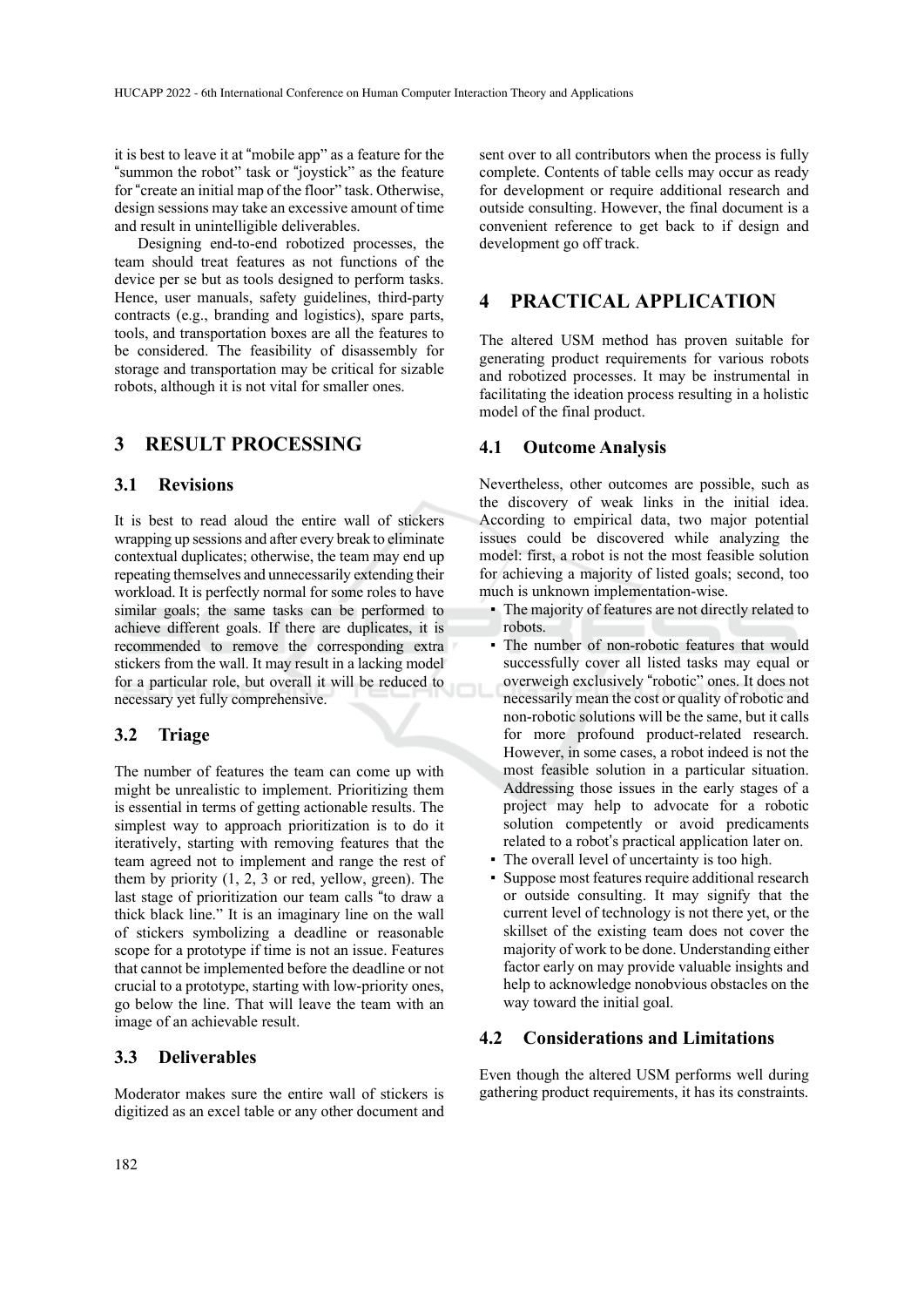it is best to leave it at "mobile app" as a feature for the "summon the robot" task or "joystick" as the feature for "create an initial map of the floor" task. Otherwise, design sessions may take an excessive amount of time and result in unintelligible deliverables.

Designing end-to-end robotized processes, the team should treat features as not functions of the device per se but as tools designed to perform tasks. Hence, user manuals, safety guidelines, third-party contracts (e.g., branding and logistics), spare parts, tools, and transportation boxes are all the features to be considered. The feasibility of disassembly for storage and transportation may be critical for sizable robots, although it is not vital for smaller ones.

## 3 RESULT PROCESSING

### 3.1 Revisions

It is best to read aloud the entire wall of stickers wrapping up sessions and after every break to eliminate contextual duplicates; otherwise, the team may end up repeating themselves and unnecessarily extending their workload. It is perfectly normal for some roles to have similar goals; the same tasks can be performed to achieve different goals. If there are duplicates, it is recommended to remove the corresponding extra stickers from the wall. It may result in a lacking model for a particular role, but overall it will be reduced to necessary yet fully comprehensive.

### 3.2 Triage

The number of features the team can come up with might be unrealistic to implement. Prioritizing them is essential in terms of getting actionable results. The simplest way to approach prioritization is to do it iteratively, starting with removing features that the team agreed not to implement and range the rest of them by priority (1, 2, 3 or red, yellow, green). The last stage of prioritization our team calls "to draw a thick black line." It is an imaginary line on the wall of stickers symbolizing a deadline or reasonable scope for a prototype if time is not an issue. Features that cannot be implemented before the deadline or not crucial to a prototype, starting with low-priority ones, go below the line. That will leave the team with an image of an achievable result.

### 3.3 Deliverables

Moderator makes sure the entire wall of stickers is digitized as an excel table or any other document and sent over to all contributors when the process is fully complete. Contents of table cells may occur as ready for development or require additional research and outside consulting. However, the final document is a convenient reference to get back to if design and development go off track.

## 4 PRACTICAL APPLICATION

The altered USM method has proven suitable for generating product requirements for various robots and robotized processes. It may be instrumental in facilitating the ideation process resulting in a holistic model of the final product.

### 4.1 Outcome Analysis

Nevertheless, other outcomes are possible, such as the discovery of weak links in the initial idea. According to empirical data, two major potential issues could be discovered while analyzing the model: first, a robot is not the most feasible solution for achieving a majority of listed goals; second, too much is unknown implementation-wise.

- The majority of features are not directly related to robots.
- The number of non-robotic features that would successfully cover all listed tasks may equal or overweigh exclusively "robotic" ones. It does not necessarily mean the cost or quality of robotic and non-robotic solutions will be the same, but it calls for more profound product-related research. However, in some cases, a robot indeed is not the most feasible solution in a particular situation. Addressing those issues in the early stages of a project may help to advocate for a robotic solution competently or avoid predicaments related to a robot's practical application later on.
- The overall level of uncertainty is too high.
- Suppose most features require additional research or outside consulting. It may signify that the current level of technology is not there yet, or the skillset of the existing team does not cover the majority of work to be done. Understanding either factor early on may provide valuable insights and help to acknowledge nonobvious obstacles on the way toward the initial goal.

### 4.2 Considerations and Limitations

Even though the altered USM performs well during gathering product requirements, it has its constraints.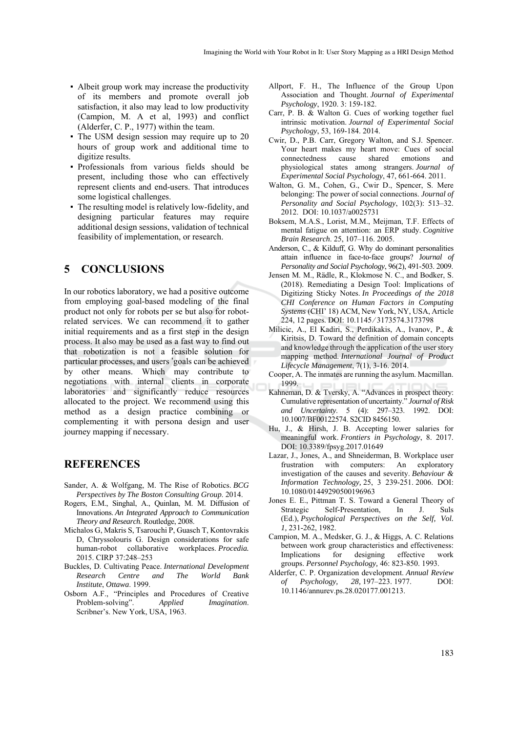- Albeit group work may increase the productivity of its members and promote overall job satisfaction, it also may lead to low productivity (Campion, M. A et al, 1993) and conflict (Alderfer, C. P., 1977) within the team.
- The USM design session may require up to 20 hours of group work and additional time to digitize results.
- Professionals from various fields should be present, including those who can effectively represent clients and end-users. That introduces some logistical challenges.
- The resulting model is relatively low-fidelity, and designing particular features may require additional design sessions, validation of technical feasibility of implementation, or research.

## 5 CONCLUSIONS

In our robotics laboratory, we had a positive outcome from employing goal-based modeling of the final product not only for robots per se but also for robot-related services. We can recommend it to gather initial requirements and as a first step in the design process. It also may be used as a fast way to find out that robotization is not a feasible solution for particular processes, and users' goals can be achieved by other means. Which may contribute to negotiations with internal clients in corporate laboratories and significantly reduce resources allocated to the project. We recommend using this method as a design practice combining or complementing it with persona design and user journey mapping if necessary.

## REFERENCES

Sander, A. & Wolfgang, M. The Rise of Robotics. *BCG Perspectives by The Boston Consulting Group*. 2014.

Rogers, E.M., Singhal, A., Quinlan, M. M. Diffusion of Innovations. *An Integrated Approach to Communication Theory and Research*. Routledge, 2008.

Michalos G, Makris S, Tsarouchi P, Guasch T, Kontovrakis D, Chryssolouris G. Design considerations for safe human-robot collaborative workplaces. *Procedia.* 2015. CIRP 37:248–253

Buckles, D. Cultivating Peace. *International Development Research Centre and The World Bank Institute, Ottawa*. 1999.

Osborn A.F., "Principles and Procedures of Creative Problem-solving". *Applied Imagination*. Scribner's. New York, USA, 1963.

Allport, F. H., The Influence of the Group Upon Association and Thought. *Journal of Experimental Psychology*, 1920. 3: 159-182.

Carr, P. B. & Walton G. Cues of working together fuel intrinsic motivation. *Journal of Experimental Social Psychology*, 53, 169-184. 2014.

Cwir, D., P.B. Carr, Gregory Walton, and S.J. Spencer. Your heart makes my heart move: Cues of social connectedness cause shared emotions and physiological states among strangers. *Journal of Experimental Social Psychology*, 47, 661-664. 2011.

Walton, G. M., Cohen, G., Cwir D., Spencer, S. Mere belonging: The power of social connections. *Journal of Personality and Social Psychology*, 102(3): 513–32. 2012. DOI: 10.1037/a0025731

Boksem, M.A.S., Lorist, M.M., Meijman, T.F. Effects of mental fatigue on attention: an ERP study. *Cognitive Brain Research*. 25, 107–116. 2005.

Anderson, C., & Kilduff, G. Why do dominant personalities attain influence in face-to-face groups? *Journal of Personality and Social Psychology*, 96(2), 491-503. 2009.

Jensen M. M., Rädle, R., Klokmose N. C., and Bodker, S. (2018). Remediating a Design Tool: Implications of Digitizing Sticky Notes. *In Proceedings of the 2018 CHI Conference on Human Factors in Computing Systems* (CHI' 18) ACM, New York, NY, USA, Article 224, 12 pages. DOI: 10.1145/3173574.3173798

Milicic, A., El Kadiri, S., Perdikakis, A., Ivanov, P., & Kiritsis, D. Toward the definition of domain concepts and knowledge through the application of the user story mapping method. *International Journal of Product Lifecycle Management*, 7(1), 3-16. 2014.

Cooper, A. The inmates are running the asylum. Macmillan. 1999.

Kahneman, D. & Tversky, A. "Advances in prospect theory: Cumulative representation of uncertainty." *Journal of Risk and Uncertainty*. 5 (4): 297–323. 1992. DOI: 10.1007/BF00122574. S2CID 8456150.

Hu, J., & Hirsh, J. B. Accepting lower salaries for meaningful work. *Frontiers in Psychology*, 8. 2017. DOI: 10.3389/fpsyg.2017.01649

Lazar, J., Jones, A., and Shneiderman, B. Workplace user frustration with computers: An exploratory investigation of the causes and severity. *Behaviour & Information Technology,* 25, 3 239-251. 2006. DOI: 10.1080/01449290500196963

Jones E. E., Pittman T. S. Toward a General Theory of Strategic Self-Presentation, In J. Suls (Ed.), *Psychological Perspectives on the Self, Vol. 1,* 231-262, 1982.

Campion, M. A., Medsker, G. J., & Higgs, A. C. Relations between work group characteristics and effectiveness: Implications for designing effective work groups. *Personnel Psychology,* 46: 823-850. 1993.

Alderfer, C. P. Organization development. *Annual Review of Psychology, 28,* 197–223. 1977. DOI: 10.1146/annurev.ps.28.020177.001213.